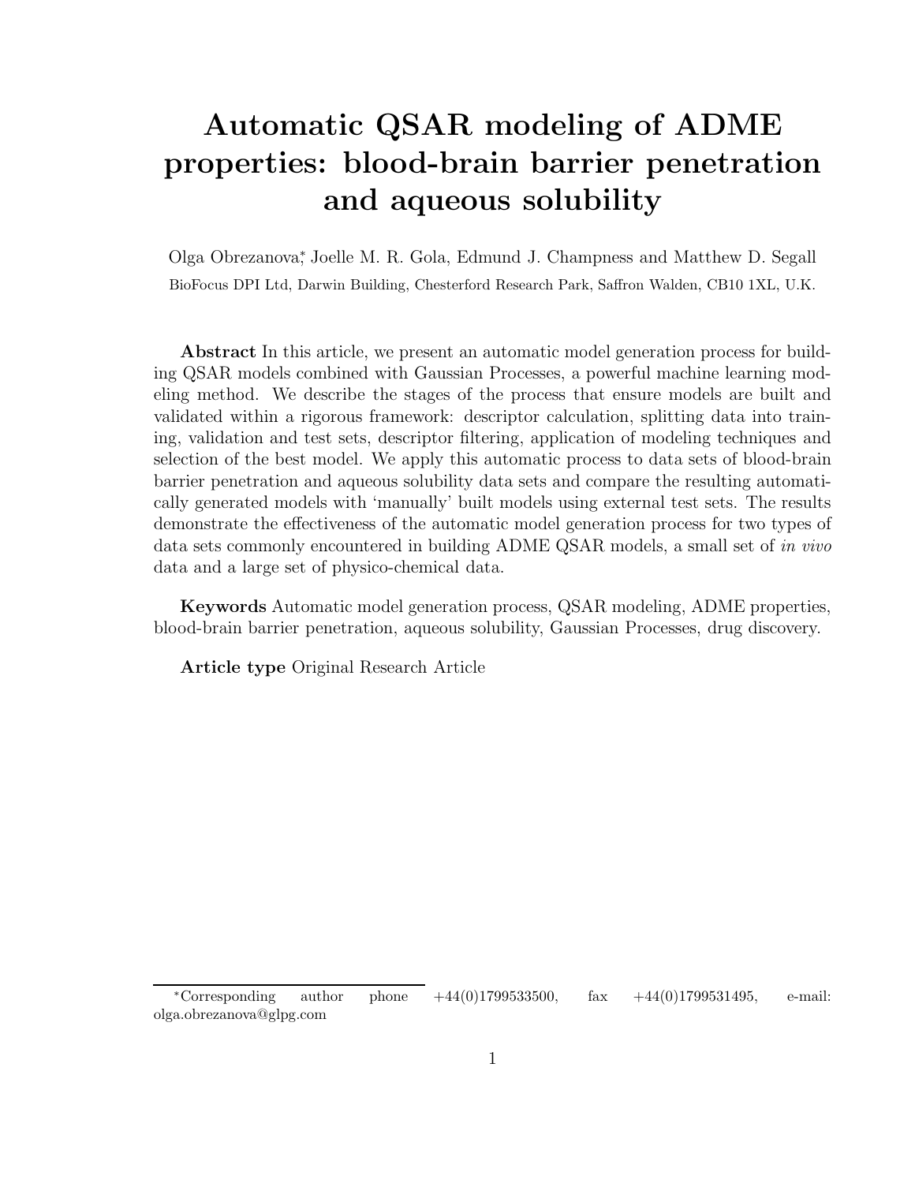# Automatic QSAR modeling of ADME properties: blood-brain barrier penetration and aqueous solubility

Olga Obrezanova[*], Joelle M. R. Gola, Edmund J. Champness and Matthew D. Segall

BioFocus DPI Ltd, Darwin Building, Chesterford Research Park, Saffron Walden, CB10 1XL, U.K.

**Abstract** In this article, we present an automatic model generation process for building QSAR models combined with Gaussian Processes, a powerful machine learning modeling method. We describe the stages of the process that ensure models are built and validated within a rigorous framework: descriptor calculation, splitting data into training, validation and test sets, descriptor filtering, application of modeling techniques and selection of the best model. We apply this automatic process to data sets of blood-brain barrier penetration and aqueous solubility data sets and compare the resulting automatically generated models with 'manually' built models using external test sets. The results demonstrate the effectiveness of the automatic model generation process for two types of data sets commonly encountered in building ADME QSAR models, a small set of *in vivo* data and a large set of physico-chemical data.

**Keywords** Automatic model generation process, QSAR modeling, ADME properties, blood-brain barrier penetration, aqueous solubility, Gaussian Processes, drug discovery.

**Article type** Original Research Article

[*] Corresponding author phone +44(0)1799533500, fax +44(0)1799531495, e-mail: olga.obrezanova@glpg.com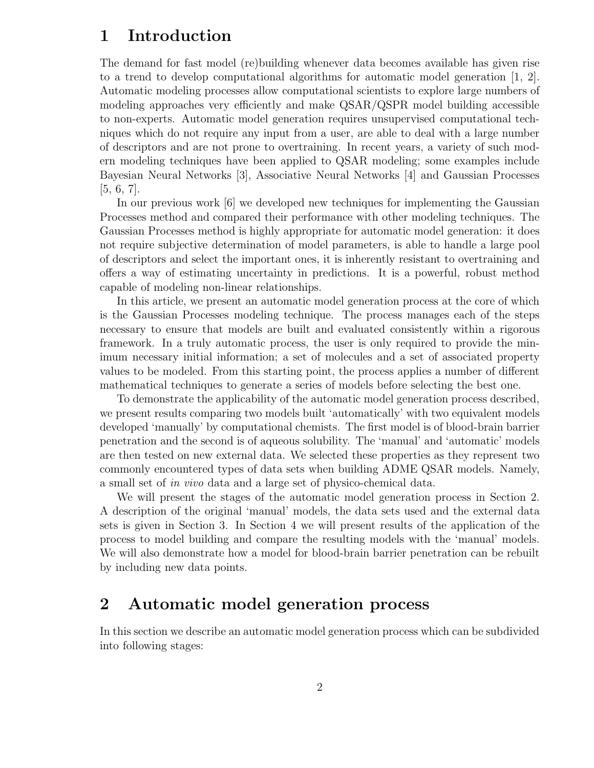# 1 Introduction

The demand for fast model (re)building whenever data becomes available has given rise to a trend to develop computational algorithms for automatic model generation [1, 2]. Automatic modeling processes allow computational scientists to explore large numbers of modeling approaches very efficiently and make QSAR/QSPR model building accessible to non-experts. Automatic model generation requires unsupervised computational techniques which do not require any input from a user, are able to deal with a large number of descriptors and are not prone to overtraining. In recent years, a variety of such modern modeling techniques have been applied to QSAR modeling; some examples include Bayesian Neural Networks [3], Associative Neural Networks [4] and Gaussian Processes [5, 6, 7].

In our previous work [6] we developed new techniques for implementing the Gaussian Processes method and compared their performance with other modeling techniques. The Gaussian Processes method is highly appropriate for automatic model generation: it does not require subjective determination of model parameters, is able to handle a large pool of descriptors and select the important ones, it is inherently resistant to overtraining and offers a way of estimating uncertainty in predictions. It is a powerful, robust method capable of modeling non-linear relationships.

In this article, we present an automatic model generation process at the core of which is the Gaussian Processes modeling technique. The process manages each of the steps necessary to ensure that models are built and evaluated consistently within a rigorous framework. In a truly automatic process, the user is only required to provide the minimum necessary initial information; a set of molecules and a set of associated property values to be modeled. From this starting point, the process applies a number of different mathematical techniques to generate a series of models before selecting the best one.

To demonstrate the applicability of the automatic model generation process described, we present results comparing two models built 'automatically' with two equivalent models developed 'manually' by computational chemists. The first model is of blood-brain barrier penetration and the second is of aqueous solubility. The 'manual' and 'automatic' models are then tested on new external data. We selected these properties as they represent two commonly encountered types of data sets when building ADME QSAR models. Namely, a small set of *in vivo* data and a large set of physico-chemical data.

We will present the stages of the automatic model generation process in Section 2. A description of the original 'manual' models, the data sets used and the external data sets is given in Section 3. In Section 4 we will present results of the application of the process to model building and compare the resulting models with the 'manual' models. We will also demonstrate how a model for blood-brain barrier penetration can be rebuilt by including new data points.

# 2 Automatic model generation process

In this section we describe an automatic model generation process which can be subdivided into following stages: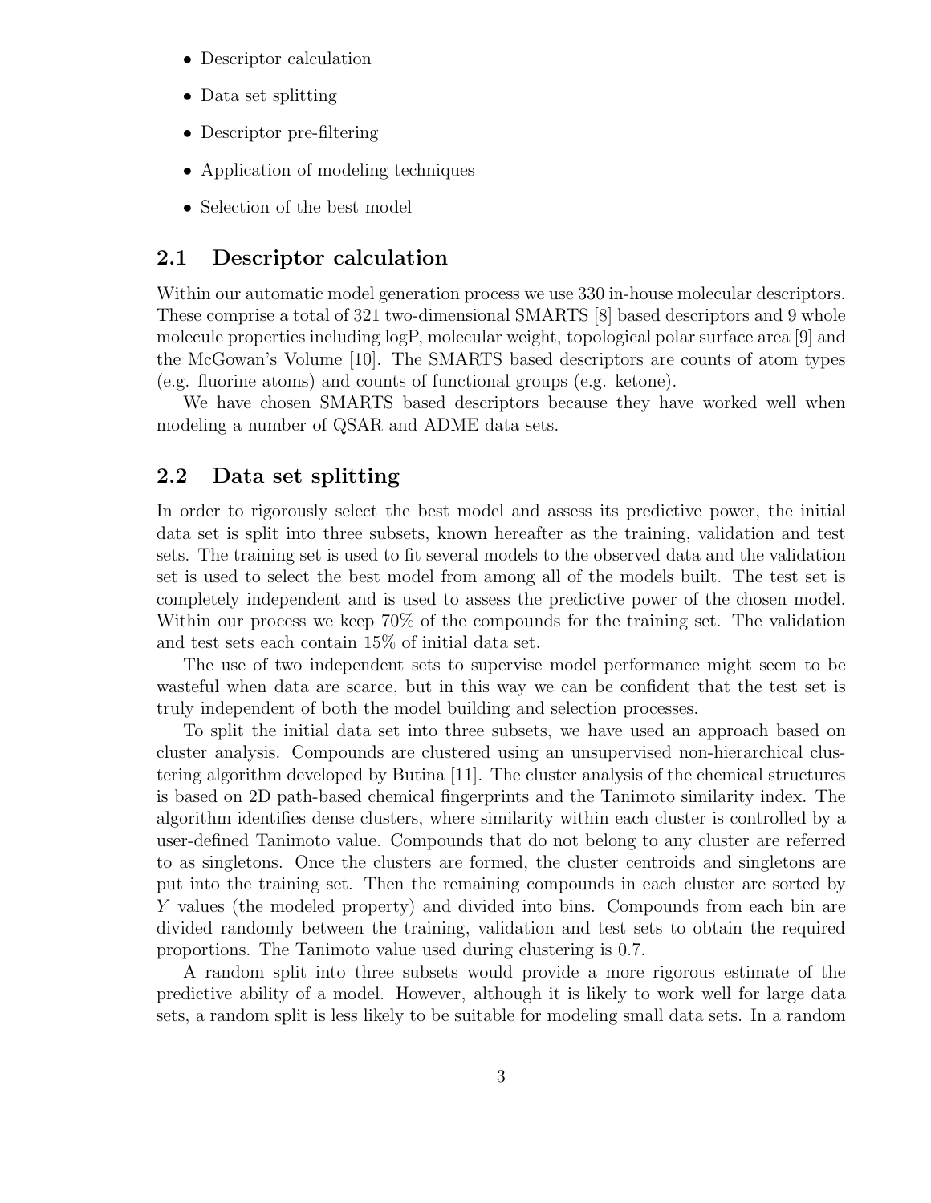- Descriptor calculation
- Data set splitting
- Descriptor pre-filtering
- Application of modeling techniques
- Selection of the best model

## 2.1 Descriptor calculation

Within our automatic model generation process we use 330 in-house molecular descriptors. These comprise a total of 321 two-dimensional SMARTS [8] based descriptors and 9 whole molecule properties including logP, molecular weight, topological polar surface area [9] and the McGowan's Volume [10]. The SMARTS based descriptors are counts of atom types (e.g. fluorine atoms) and counts of functional groups (e.g. ketone).

We have chosen SMARTS based descriptors because they have worked well when modeling a number of QSAR and ADME data sets.

## 2.2 Data set splitting

In order to rigorously select the best model and assess its predictive power, the initial data set is split into three subsets, known hereafter as the training, validation and test sets. The training set is used to fit several models to the observed data and the validation set is used to select the best model from among all of the models built. The test set is completely independent and is used to assess the predictive power of the chosen model. Within our process we keep 70% of the compounds for the training set. The validation and test sets each contain 15% of initial data set.

The use of two independent sets to supervise model performance might seem to be wasteful when data are scarce, but in this way we can be confident that the test set is truly independent of both the model building and selection processes.

To split the initial data set into three subsets, we have used an approach based on cluster analysis. Compounds are clustered using an unsupervised non-hierarchical clustering algorithm developed by Butina [11]. The cluster analysis of the chemical structures is based on 2D path-based chemical fingerprints and the Tanimoto similarity index. The algorithm identifies dense clusters, where similarity within each cluster is controlled by a user-defined Tanimoto value. Compounds that do not belong to any cluster are referred to as singletons. Once the clusters are formed, the cluster centroids and singletons are put into the training set. Then the remaining compounds in each cluster are sorted by $Y$ values (the modeled property) and divided into bins. Compounds from each bin are divided randomly between the training, validation and test sets to obtain the required proportions. The Tanimoto value used during clustering is 0.7.

A random split into three subsets would provide a more rigorous estimate of the predictive ability of a model. However, although it is likely to work well for large data sets, a random split is less likely to be suitable for modeling small data sets. In a random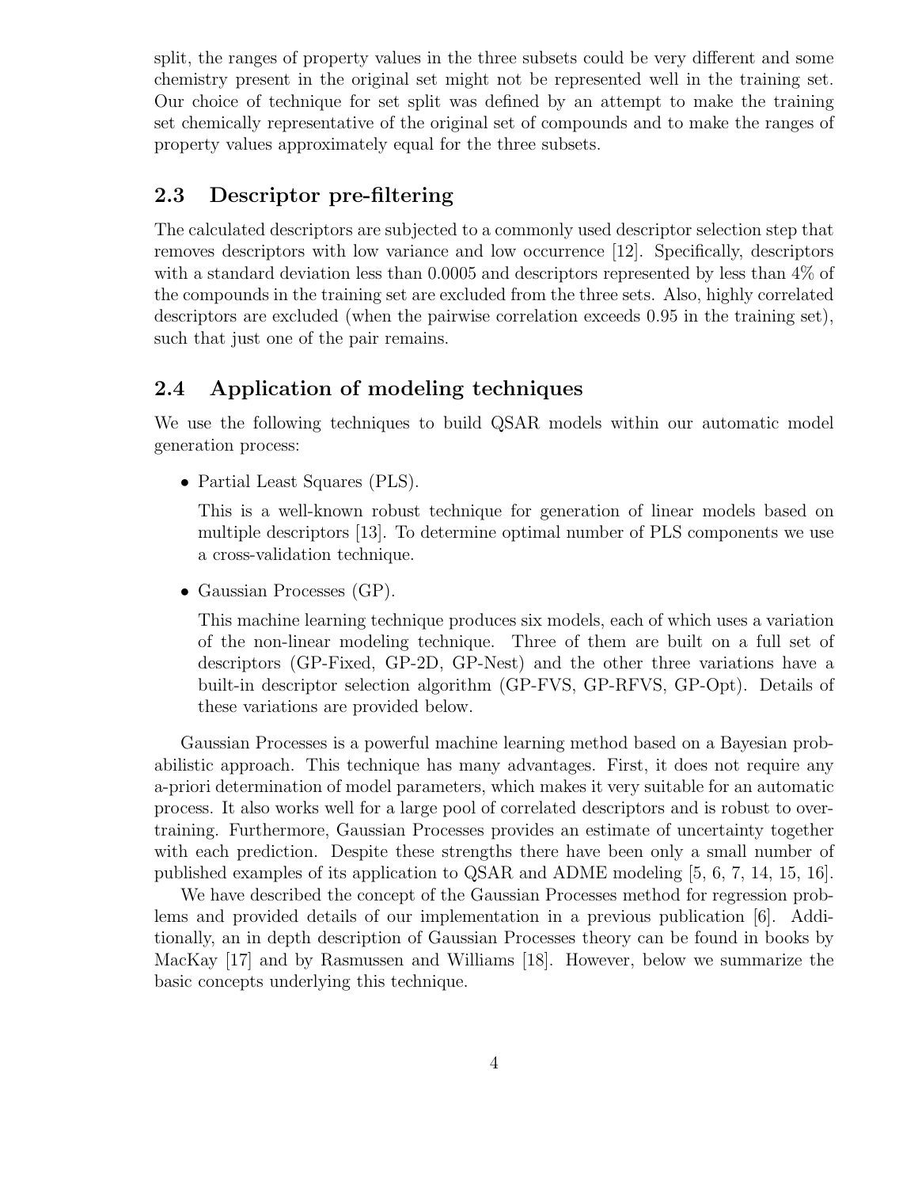split, the ranges of property values in the three subsets could be very different and some chemistry present in the original set might not be represented well in the training set. Our choice of technique for set split was defined by an attempt to make the training set chemically representative of the original set of compounds and to make the ranges of property values approximately equal for the three subsets.

## 2.3 Descriptor pre-filtering

The calculated descriptors are subjected to a commonly used descriptor selection step that removes descriptors with low variance and low occurrence [12]. Specifically, descriptors with a standard deviation less than 0.0005 and descriptors represented by less than 4% of the compounds in the training set are excluded from the three sets. Also, highly correlated descriptors are excluded (when the pairwise correlation exceeds 0.95 in the training set), such that just one of the pair remains.

## 2.4 Application of modeling techniques

We use the following techniques to build QSAR models within our automatic model generation process:

- Partial Least Squares (PLS).

  This is a well-known robust technique for generation of linear models based on multiple descriptors [13]. To determine optimal number of PLS components we use a cross-validation technique.

- Gaussian Processes (GP).

  This machine learning technique produces six models, each of which uses a variation of the non-linear modeling technique. Three of them are built on a full set of descriptors (GP-Fixed, GP-2D, GP-Nest) and the other three variations have a built-in descriptor selection algorithm (GP-FVS, GP-RFVS, GP-Opt). Details of these variations are provided below.

Gaussian Processes is a powerful machine learning method based on a Bayesian probabilistic approach. This technique has many advantages. First, it does not require any a-priori determination of model parameters, which makes it very suitable for an automatic process. It also works well for a large pool of correlated descriptors and is robust to overtraining. Furthermore, Gaussian Processes provides an estimate of uncertainty together with each prediction. Despite these strengths there have been only a small number of published examples of its application to QSAR and ADME modeling [5, 6, 7, 14, 15, 16].

We have described the concept of the Gaussian Processes method for regression problems and provided details of our implementation in a previous publication [6]. Additionally, an in depth description of Gaussian Processes theory can be found in books by MacKay [17] and by Rasmussen and Williams [18]. However, below we summarize the basic concepts underlying this technique.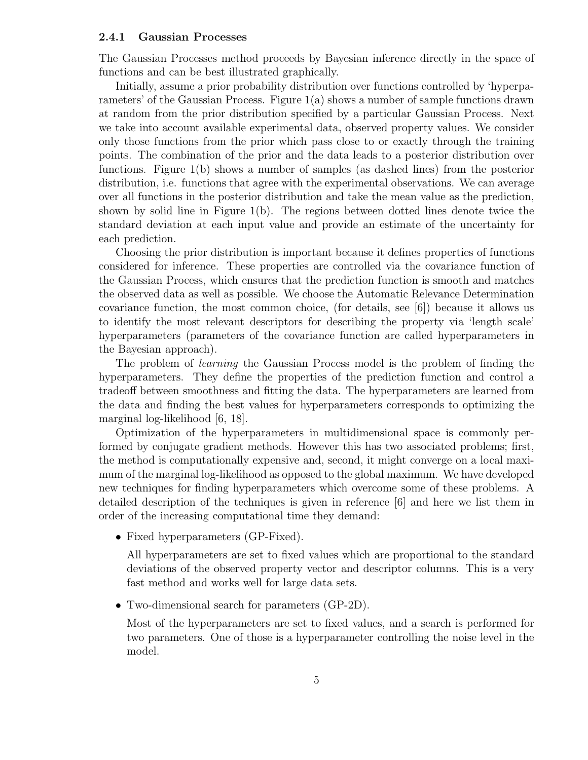#### 2.4.1 Gaussian Processes

The Gaussian Processes method proceeds by Bayesian inference directly in the space of functions and can be best illustrated graphically.

Initially, assume a prior probability distribution over functions controlled by 'hyperparameters' of the Gaussian Process. Figure 1(a) shows a number of sample functions drawn at random from the prior distribution specified by a particular Gaussian Process. Next we take into account available experimental data, observed property values. We consider only those functions from the prior which pass close to or exactly through the training points. The combination of the prior and the data leads to a posterior distribution over functions. Figure 1(b) shows a number of samples (as dashed lines) from the posterior distribution, i.e. functions that agree with the experimental observations. We can average over all functions in the posterior distribution and take the mean value as the prediction, shown by solid line in Figure 1(b). The regions between dotted lines denote twice the standard deviation at each input value and provide an estimate of the uncertainty for each prediction.

Choosing the prior distribution is important because it defines properties of functions considered for inference. These properties are controlled via the covariance function of the Gaussian Process, which ensures that the prediction function is smooth and matches the observed data as well as possible. We choose the Automatic Relevance Determination covariance function, the most common choice, (for details, see [6]) because it allows us to identify the most relevant descriptors for describing the property via 'length scale' hyperparameters (parameters of the covariance function are called hyperparameters in the Bayesian approach).

The problem of *learning* the Gaussian Process model is the problem of finding the hyperparameters. They define the properties of the prediction function and control a tradeoff between smoothness and fitting the data. The hyperparameters are learned from the data and finding the best values for hyperparameters corresponds to optimizing the marginal log-likelihood [6, 18].

Optimization of the hyperparameters in multidimensional space is commonly performed by conjugate gradient methods. However this has two associated problems; first, the method is computationally expensive and, second, it might converge on a local maximum of the marginal log-likelihood as opposed to the global maximum. We have developed new techniques for finding hyperparameters which overcome some of these problems. A detailed description of the techniques is given in reference [6] and here we list them in order of the increasing computational time they demand:

- Fixed hyperparameters (GP-Fixed).

  All hyperparameters are set to fixed values which are proportional to the standard deviations of the observed property vector and descriptor columns. This is a very fast method and works well for large data sets.

- Two-dimensional search for parameters (GP-2D).

  Most of the hyperparameters are set to fixed values, and a search is performed for two parameters. One of those is a hyperparameter controlling the noise level in the model.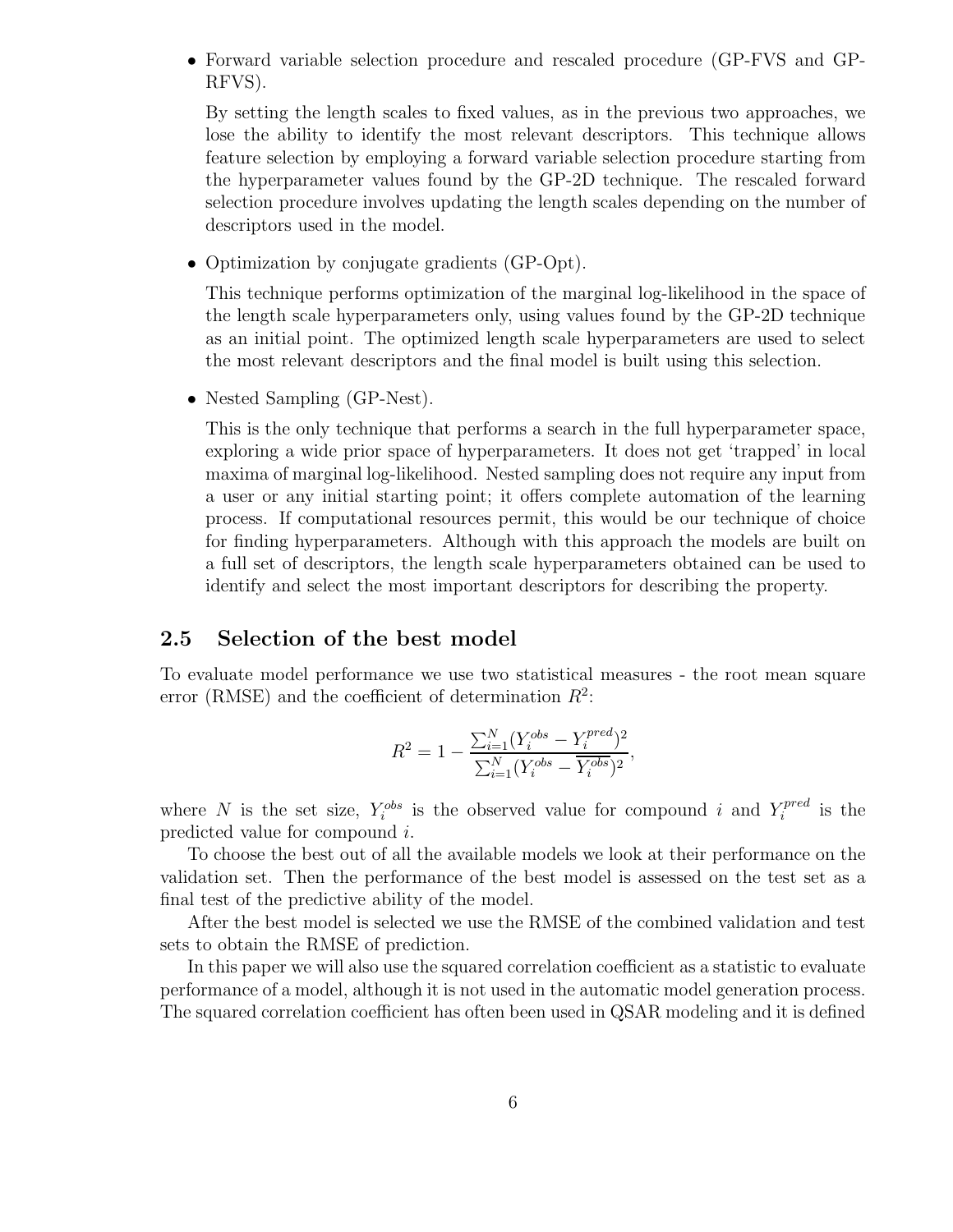- Forward variable selection procedure and rescaled procedure (GP-FVS and GP-RFVS).

  By setting the length scales to fixed values, as in the previous two approaches, we lose the ability to identify the most relevant descriptors. This technique allows feature selection by employing a forward variable selection procedure starting from the hyperparameter values found by the GP-2D technique. The rescaled forward selection procedure involves updating the length scales depending on the number of descriptors used in the model.

- Optimization by conjugate gradients (GP-Opt).

  This technique performs optimization of the marginal log-likelihood in the space of the length scale hyperparameters only, using values found by the GP-2D technique as an initial point. The optimized length scale hyperparameters are used to select the most relevant descriptors and the final model is built using this selection.

- Nested Sampling (GP-Nest).

  This is the only technique that performs a search in the full hyperparameter space, exploring a wide prior space of hyperparameters. It does not get 'trapped' in local maxima of marginal log-likelihood. Nested sampling does not require any input from a user or any initial starting point; it offers complete automation of the learning process. If computational resources permit, this would be our technique of choice for finding hyperparameters. Although with this approach the models are built on a full set of descriptors, the length scale hyperparameters obtained can be used to identify and select the most important descriptors for describing the property.

## 2.5 Selection of the best model

To evaluate model performance we use two statistical measures - the root mean square error (RMSE) and the coefficient of determination $R^2$:

$$R^2 = 1 - \frac{\sum_{i=1}^{N}(Y_i^{obs} - Y_i^{pred})^2}{\sum_{i=1}^{N}(Y_i^{obs} - \overline{Y_i^{obs}})^2},$$

where $N$ is the set size, $Y_i^{obs}$ is the observed value for compound $i$ and $Y_i^{pred}$ is the predicted value for compound $i$.

To choose the best out of all the available models we look at their performance on the validation set. Then the performance of the best model is assessed on the test set as a final test of the predictive ability of the model.

After the best model is selected we use the RMSE of the combined validation and test sets to obtain the RMSE of prediction.

In this paper we will also use the squared correlation coefficient as a statistic to evaluate performance of a model, although it is not used in the automatic model generation process. The squared correlation coefficient has often been used in QSAR modeling and it is defined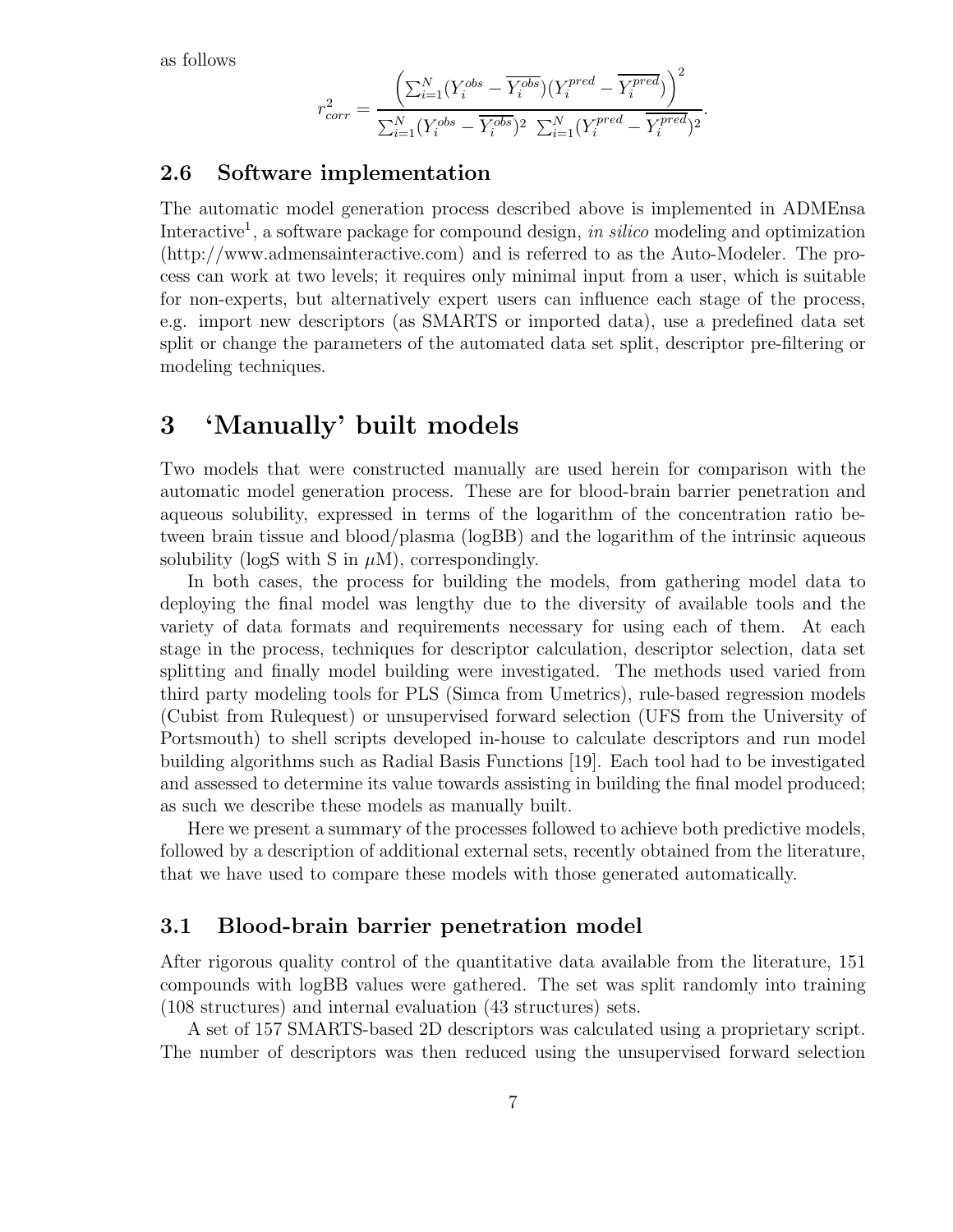as follows

$$r^2_{corr} = \frac{\left(\sum_{i=1}^{N}(Y_i^{obs} - \overline{Y_i^{obs}})(Y_i^{pred} - \overline{Y_i^{pred}})\right)^2}{\sum_{i=1}^{N}(Y_i^{obs} - \overline{Y_i^{obs}})^2 \ \sum_{i=1}^{N}(Y_i^{pred} - \overline{Y_i^{pred}})^2}.$$

### 2.6 Software implementation

The automatic model generation process described above is implemented in ADMEnsa Interactive[1], a software package for compound design, *in silico* modeling and optimization (http://www.admensainteractive.com) and is referred to as the Auto-Modeler. The process can work at two levels; it requires only minimal input from a user, which is suitable for non-experts, but alternatively expert users can influence each stage of the process, e.g. import new descriptors (as SMARTS or imported data), use a predefined data set split or change the parameters of the automated data set split, descriptor pre-filtering or modeling techniques.

## 3 'Manually' built models

Two models that were constructed manually are used herein for comparison with the automatic model generation process. These are for blood-brain barrier penetration and aqueous solubility, expressed in terms of the logarithm of the concentration ratio between brain tissue and blood/plasma (logBB) and the logarithm of the intrinsic aqueous solubility (logS with S in $\mu$M), correspondingly.

In both cases, the process for building the models, from gathering model data to deploying the final model was lengthy due to the diversity of available tools and the variety of data formats and requirements necessary for using each of them. At each stage in the process, techniques for descriptor calculation, descriptor selection, data set splitting and finally model building were investigated. The methods used varied from third party modeling tools for PLS (Simca from Umetrics), rule-based regression models (Cubist from Rulequest) or unsupervised forward selection (UFS from the University of Portsmouth) to shell scripts developed in-house to calculate descriptors and run model building algorithms such as Radial Basis Functions [19]. Each tool had to be investigated and assessed to determine its value towards assisting in building the final model produced; as such we describe these models as manually built.

Here we present a summary of the processes followed to achieve both predictive models, followed by a description of additional external sets, recently obtained from the literature, that we have used to compare these models with those generated automatically.

### 3.1 Blood-brain barrier penetration model

After rigorous quality control of the quantitative data available from the literature, 151 compounds with logBB values were gathered. The set was split randomly into training (108 structures) and internal evaluation (43 structures) sets.

A set of 157 SMARTS-based 2D descriptors was calculated using a proprietary script. The number of descriptors was then reduced using the unsupervised forward selection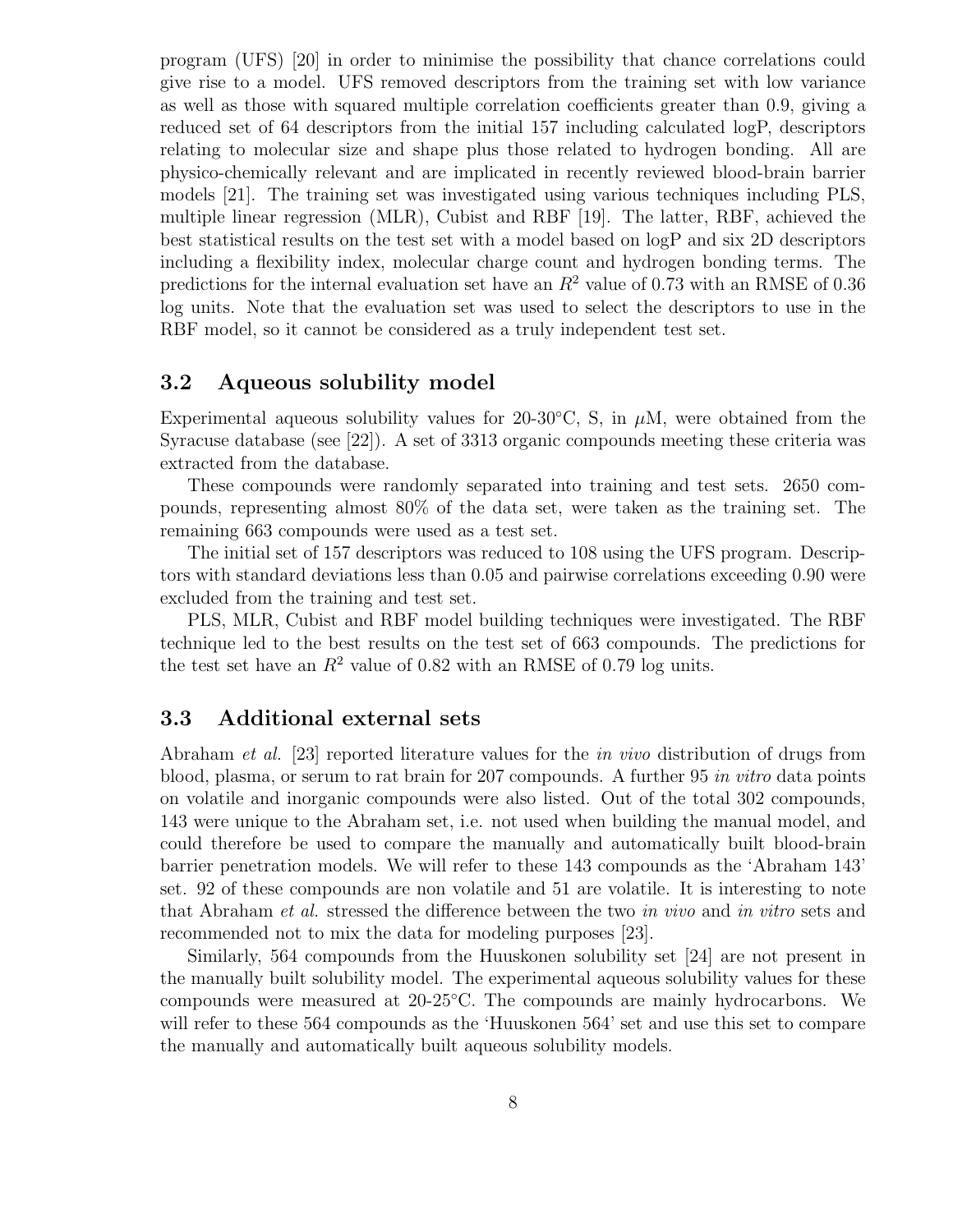program (UFS) [20] in order to minimise the possibility that chance correlations could give rise to a model. UFS removed descriptors from the training set with low variance as well as those with squared multiple correlation coefficients greater than 0.9, giving a reduced set of 64 descriptors from the initial 157 including calculated logP, descriptors relating to molecular size and shape plus those related to hydrogen bonding. All are physico-chemically relevant and are implicated in recently reviewed blood-brain barrier models [21]. The training set was investigated using various techniques including PLS, multiple linear regression (MLR), Cubist and RBF [19]. The latter, RBF, achieved the best statistical results on the test set with a model based on logP and six 2D descriptors including a flexibility index, molecular charge count and hydrogen bonding terms. The predictions for the internal evaluation set have an $R^2$ value of 0.73 with an RMSE of 0.36 log units. Note that the evaluation set was used to select the descriptors to use in the RBF model, so it cannot be considered as a truly independent test set.

### 3.2 Aqueous solubility model

Experimental aqueous solubility values for 20-30°C, S, in $\mu$M, were obtained from the Syracuse database (see [22]). A set of 3313 organic compounds meeting these criteria was extracted from the database.

These compounds were randomly separated into training and test sets. 2650 compounds, representing almost 80% of the data set, were taken as the training set. The remaining 663 compounds were used as a test set.

The initial set of 157 descriptors was reduced to 108 using the UFS program. Descriptors with standard deviations less than 0.05 and pairwise correlations exceeding 0.90 were excluded from the training and test set.

PLS, MLR, Cubist and RBF model building techniques were investigated. The RBF technique led to the best results on the test set of 663 compounds. The predictions for the test set have an $R^2$ value of 0.82 with an RMSE of 0.79 log units.

### 3.3 Additional external sets

Abraham *et al.* [23] reported literature values for the *in vivo* distribution of drugs from blood, plasma, or serum to rat brain for 207 compounds. A further 95 *in vitro* data points on volatile and inorganic compounds were also listed. Out of the total 302 compounds, 143 were unique to the Abraham set, i.e. not used when building the manual model, and could therefore be used to compare the manually and automatically built blood-brain barrier penetration models. We will refer to these 143 compounds as the 'Abraham 143' set. 92 of these compounds are non volatile and 51 are volatile. It is interesting to note that Abraham *et al.* stressed the difference between the two *in vivo* and *in vitro* sets and recommended not to mix the data for modeling purposes [23].

Similarly, 564 compounds from the Huuskonen solubility set [24] are not present in the manually built solubility model. The experimental aqueous solubility values for these compounds were measured at 20-25°C. The compounds are mainly hydrocarbons. We will refer to these 564 compounds as the 'Huuskonen 564' set and use this set to compare the manually and automatically built aqueous solubility models.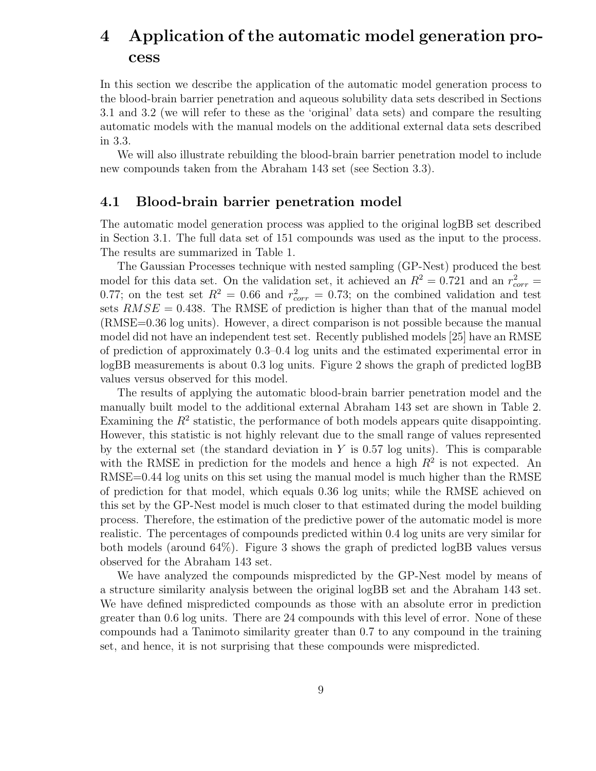# 4 Application of the automatic model generation process

In this section we describe the application of the automatic model generation process to the blood-brain barrier penetration and aqueous solubility data sets described in Sections 3.1 and 3.2 (we will refer to these as the 'original' data sets) and compare the resulting automatic models with the manual models on the additional external data sets described in 3.3.

We will also illustrate rebuilding the blood-brain barrier penetration model to include new compounds taken from the Abraham 143 set (see Section 3.3).

## 4.1 Blood-brain barrier penetration model

The automatic model generation process was applied to the original logBB set described in Section 3.1. The full data set of 151 compounds was used as the input to the process. The results are summarized in Table 1.

The Gaussian Processes technique with nested sampling (GP-Nest) produced the best model for this data set. On the validation set, it achieved an $R^2 = 0.721$ and an $r^2_{corr} = 0.77$; on the test set $R^2 = 0.66$ and $r^2_{corr} = 0.73$; on the combined validation and test sets $RMSE = 0.438$. The RMSE of prediction is higher than that of the manual model (RMSE=0.36 log units). However, a direct comparison is not possible because the manual model did not have an independent test set. Recently published models [25] have an RMSE of prediction of approximately 0.3–0.4 log units and the estimated experimental error in logBB measurements is about 0.3 log units. Figure 2 shows the graph of predicted logBB values versus observed for this model.

The results of applying the automatic blood-brain barrier penetration model and the manually built model to the additional external Abraham 143 set are shown in Table 2. Examining the $R^2$ statistic, the performance of both models appears quite disappointing. However, this statistic is not highly relevant due to the small range of values represented by the external set (the standard deviation in $Y$ is 0.57 log units). This is comparable with the RMSE in prediction for the models and hence a high $R^2$ is not expected. An RMSE=0.44 log units on this set using the manual model is much higher than the RMSE of prediction of that model, which equals 0.36 log units; while the RMSE achieved on this set by the GP-Nest model is much closer to that estimated during the model building process. Therefore, the estimation of the predictive power of the automatic model is more realistic. The percentages of compounds predicted within 0.4 log units are very similar for both models (around 64%). Figure 3 shows the graph of predicted logBB values versus observed for the Abraham 143 set.

We have analyzed the compounds mispredicted by the GP-Nest model by means of a structure similarity analysis between the original logBB set and the Abraham 143 set. We have defined mispredicted compounds as those with an absolute error in prediction greater than 0.6 log units. There are 24 compounds with this level of error. None of these compounds had a Tanimoto similarity greater than 0.7 to any compound in the training set, and hence, it is not surprising that these compounds were mispredicted.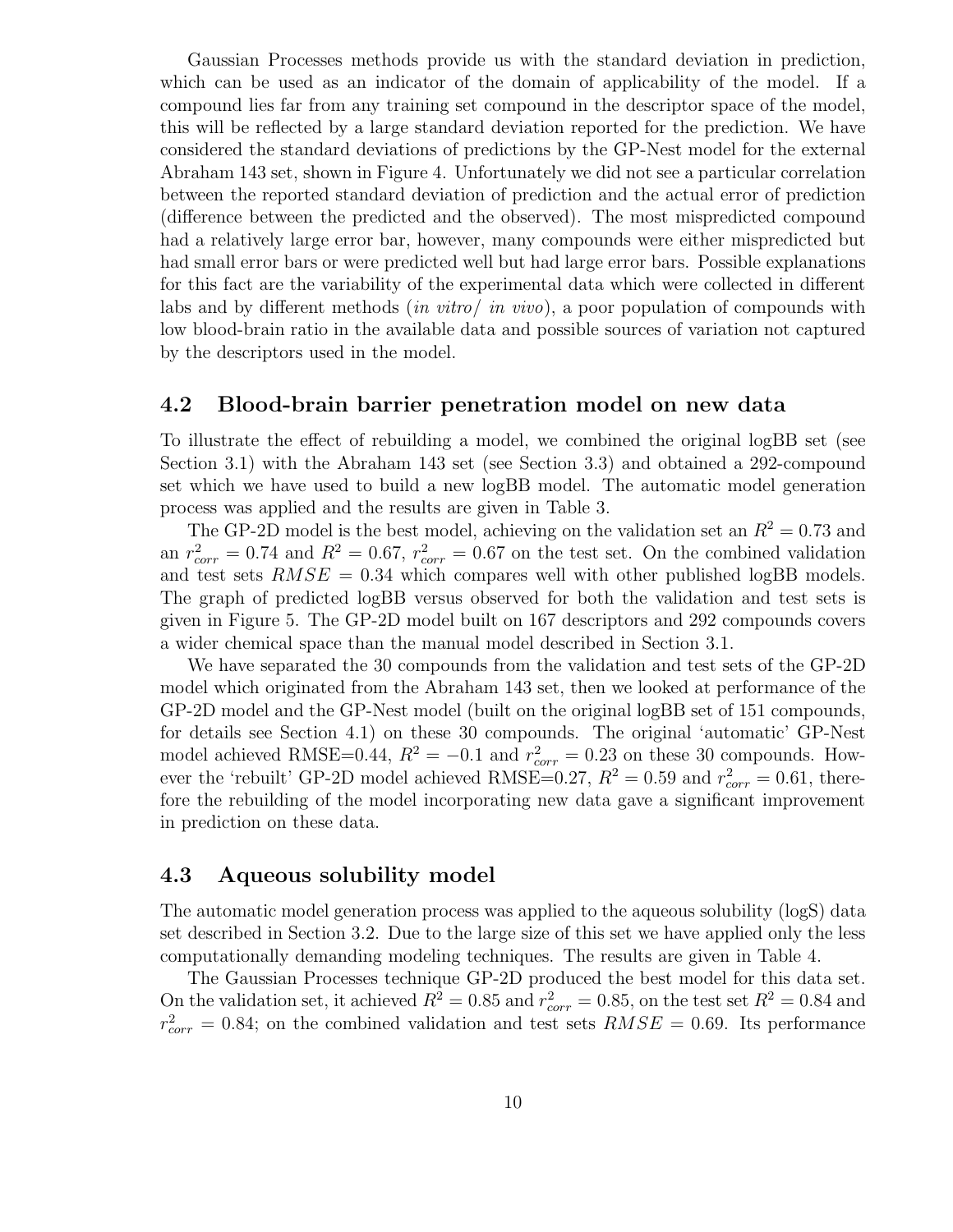Gaussian Processes methods provide us with the standard deviation in prediction, which can be used as an indicator of the domain of applicability of the model. If a compound lies far from any training set compound in the descriptor space of the model, this will be reflected by a large standard deviation reported for the prediction. We have considered the standard deviations of predictions by the GP-Nest model for the external Abraham 143 set, shown in Figure 4. Unfortunately we did not see a particular correlation between the reported standard deviation of prediction and the actual error of prediction (difference between the predicted and the observed). The most mispredicted compound had a relatively large error bar, however, many compounds were either mispredicted but had small error bars or were predicted well but had large error bars. Possible explanations for this fact are the variability of the experimental data which were collected in different labs and by different methods (*in vitro/ in vivo*), a poor population of compounds with low blood-brain ratio in the available data and possible sources of variation not captured by the descriptors used in the model.

## 4.2 Blood-brain barrier penetration model on new data

To illustrate the effect of rebuilding a model, we combined the original logBB set (see Section 3.1) with the Abraham 143 set (see Section 3.3) and obtained a 292-compound set which we have used to build a new logBB model. The automatic model generation process was applied and the results are given in Table 3.

The GP-2D model is the best model, achieving on the validation set an $R^2 = 0.73$ and an $r^2_{corr} = 0.74$ and $R^2 = 0.67$, $r^2_{corr} = 0.67$ on the test set. On the combined validation and test sets $RMSE = 0.34$ which compares well with other published logBB models. The graph of predicted logBB versus observed for both the validation and test sets is given in Figure 5. The GP-2D model built on 167 descriptors and 292 compounds covers a wider chemical space than the manual model described in Section 3.1.

We have separated the 30 compounds from the validation and test sets of the GP-2D model which originated from the Abraham 143 set, then we looked at performance of the GP-2D model and the GP-Nest model (built on the original logBB set of 151 compounds, for details see Section 4.1) on these 30 compounds. The original 'automatic' GP-Nest model achieved RMSE=0.44, $R^2 = -0.1$ and $r^2_{corr} = 0.23$ on these 30 compounds. However the 'rebuilt' GP-2D model achieved RMSE=0.27, $R^2 = 0.59$ and $r^2_{corr} = 0.61$, therefore the rebuilding of the model incorporating new data gave a significant improvement in prediction on these data.

## 4.3 Aqueous solubility model

The automatic model generation process was applied to the aqueous solubility (logS) data set described in Section 3.2. Due to the large size of this set we have applied only the less computationally demanding modeling techniques. The results are given in Table 4.

The Gaussian Processes technique GP-2D produced the best model for this data set. On the validation set, it achieved $R^2 = 0.85$ and $r^2_{corr} = 0.85$, on the test set $R^2 = 0.84$ and $r^2_{corr} = 0.84$; on the combined validation and test sets $RMSE = 0.69$. Its performance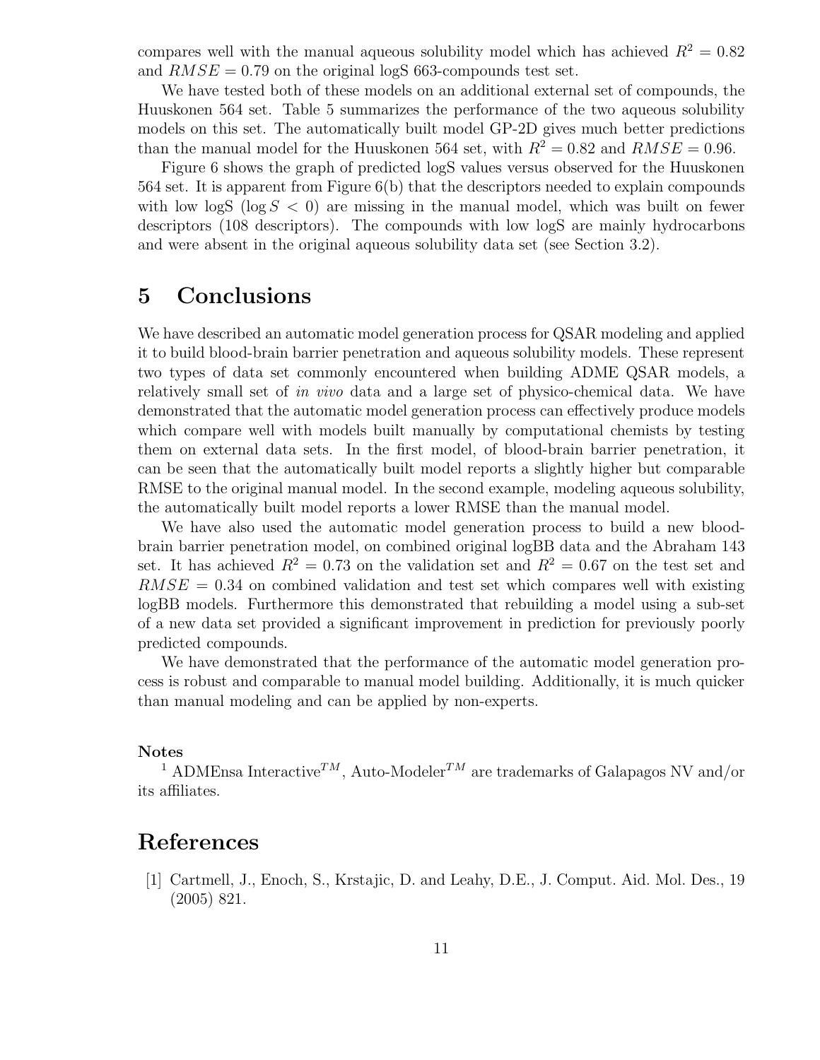compares well with the manual aqueous solubility model which has achieved $R^2 = 0.82$ and $RMSE = 0.79$ on the original logS 663-compounds test set.

We have tested both of these models on an additional external set of compounds, the Huuskonen 564 set. Table 5 summarizes the performance of the two aqueous solubility models on this set. The automatically built model GP-2D gives much better predictions than the manual model for the Huuskonen 564 set, with $R^2 = 0.82$ and $RMSE = 0.96$.

Figure 6 shows the graph of predicted logS values versus observed for the Huuskonen 564 set. It is apparent from Figure 6(b) that the descriptors needed to explain compounds with low logS ($\log S < 0$) are missing in the manual model, which was built on fewer descriptors (108 descriptors). The compounds with low logS are mainly hydrocarbons and were absent in the original aqueous solubility data set (see Section 3.2).

# 5 Conclusions

We have described an automatic model generation process for QSAR modeling and applied it to build blood-brain barrier penetration and aqueous solubility models. These represent two types of data set commonly encountered when building ADME QSAR models, a relatively small set of *in vivo* data and a large set of physico-chemical data. We have demonstrated that the automatic model generation process can effectively produce models which compare well with models built manually by computational chemists by testing them on external data sets. In the first model, of blood-brain barrier penetration, it can be seen that the automatically built model reports a slightly higher but comparable RMSE to the original manual model. In the second example, modeling aqueous solubility, the automatically built model reports a lower RMSE than the manual model.

We have also used the automatic model generation process to build a new blood-brain barrier penetration model, on combined original logBB data and the Abraham 143 set. It has achieved $R^2 = 0.73$ on the validation set and $R^2 = 0.67$ on the test set and $RMSE = 0.34$ on combined validation and test set which compares well with existing logBB models. Furthermore this demonstrated that rebuilding a model using a sub-set of a new data set provided a significant improvement in prediction for previously poorly predicted compounds.

We have demonstrated that the performance of the automatic model generation process is robust and comparable to manual model building. Additionally, it is much quicker than manual modeling and can be applied by non-experts.

**Notes**

[1] ADMEnsa Interactive$^{TM}$, Auto-Modeler$^{TM}$ are trademarks of Galapagos NV and/or its affiliates.

# References

[1] Cartmell, J., Enoch, S., Krstajic, D. and Leahy, D.E., J. Comput. Aid. Mol. Des., 19 (2005) 821.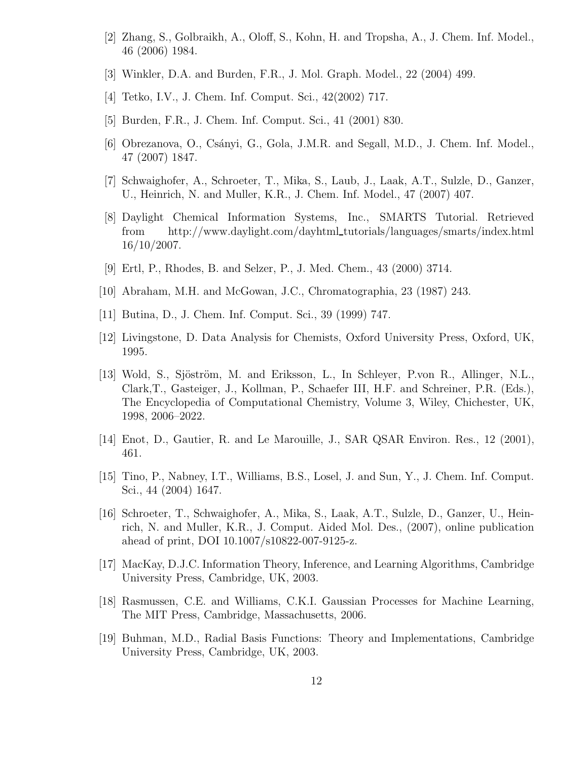[2] Zhang, S., Golbraikh, A., Oloff, S., Kohn, H. and Tropsha, A., J. Chem. Inf. Model., 46 (2006) 1984.

[3] Winkler, D.A. and Burden, F.R., J. Mol. Graph. Model., 22 (2004) 499.

[4] Tetko, I.V., J. Chem. Inf. Comput. Sci., 42(2002) 717.

[5] Burden, F.R., J. Chem. Inf. Comput. Sci., 41 (2001) 830.

[6] Obrezanova, O., Csányi, G., Gola, J.M.R. and Segall, M.D., J. Chem. Inf. Model., 47 (2007) 1847.

[7] Schwaighofer, A., Schroeter, T., Mika, S., Laub, J., Laak, A.T., Sulzle, D., Ganzer, U., Heinrich, N. and Muller, K.R., J. Chem. Inf. Model., 47 (2007) 407.

[8] Daylight Chemical Information Systems, Inc., SMARTS Tutorial. Retrieved from http://www.daylight.com/dayhtml_tutorials/languages/smarts/index.html 16/10/2007.

[9] Ertl, P., Rhodes, B. and Selzer, P., J. Med. Chem., 43 (2000) 3714.

[10] Abraham, M.H. and McGowan, J.C., Chromatographia, 23 (1987) 243.

[11] Butina, D., J. Chem. Inf. Comput. Sci., 39 (1999) 747.

[12] Livingstone, D. Data Analysis for Chemists, Oxford University Press, Oxford, UK, 1995.

[13] Wold, S., Sjöström, M. and Eriksson, L., In Schleyer, P.von R., Allinger, N.L., Clark,T., Gasteiger, J., Kollman, P., Schaefer III, H.F. and Schreiner, P.R. (Eds.), The Encyclopedia of Computational Chemistry, Volume 3, Wiley, Chichester, UK, 1998, 2006–2022.

[14] Enot, D., Gautier, R. and Le Marouille, J., SAR QSAR Environ. Res., 12 (2001), 461.

[15] Tino, P., Nabney, I.T., Williams, B.S., Losel, J. and Sun, Y., J. Chem. Inf. Comput. Sci., 44 (2004) 1647.

[16] Schroeter, T., Schwaighofer, A., Mika, S., Laak, A.T., Sulzle, D., Ganzer, U., Heinrich, N. and Muller, K.R., J. Comput. Aided Mol. Des., (2007), online publication ahead of print, DOI 10.1007/s10822-007-9125-z.

[17] MacKay, D.J.C. Information Theory, Inference, and Learning Algorithms, Cambridge University Press, Cambridge, UK, 2003.

[18] Rasmussen, C.E. and Williams, C.K.I. Gaussian Processes for Machine Learning, The MIT Press, Cambridge, Massachusetts, 2006.

[19] Buhman, M.D., Radial Basis Functions: Theory and Implementations, Cambridge University Press, Cambridge, UK, 2003.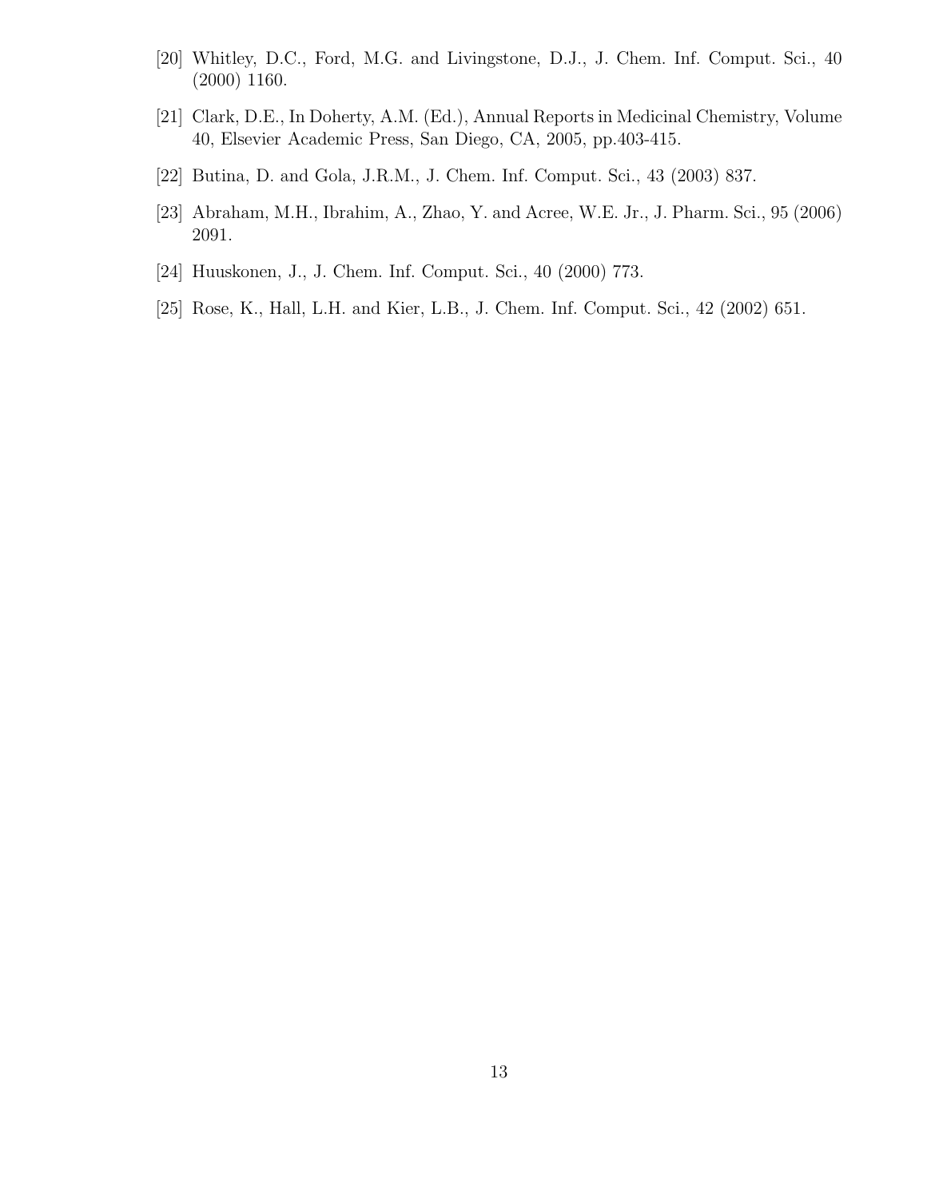[20] Whitley, D.C., Ford, M.G. and Livingstone, D.J., J. Chem. Inf. Comput. Sci., 40 (2000) 1160.

[21] Clark, D.E., In Doherty, A.M. (Ed.), Annual Reports in Medicinal Chemistry, Volume 40, Elsevier Academic Press, San Diego, CA, 2005, pp.403-415.

[22] Butina, D. and Gola, J.R.M., J. Chem. Inf. Comput. Sci., 43 (2003) 837.

[23] Abraham, M.H., Ibrahim, A., Zhao, Y. and Acree, W.E. Jr., J. Pharm. Sci., 95 (2006) 2091.

[24] Huuskonen, J., J. Chem. Inf. Comput. Sci., 40 (2000) 773.

[25] Rose, K., Hall, L.H. and Kier, L.B., J. Chem. Inf. Comput. Sci., 42 (2002) 651.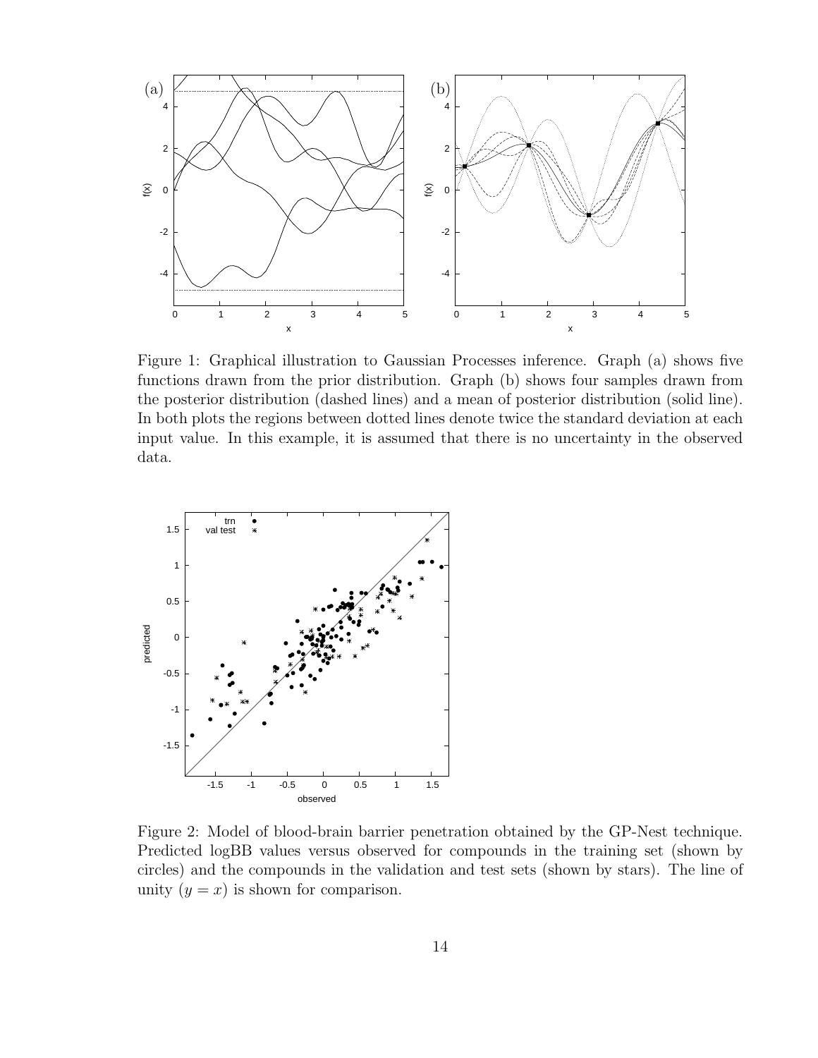Figure 1: Graphical illustration to Gaussian Processes inference. Graph (a) shows five functions drawn from the prior distribution. Graph (b) shows four samples drawn from the posterior distribution (dashed lines) and a mean of posterior distribution (solid line). In both plots the regions between dotted lines denote twice the standard deviation at each input value. In this example, it is assumed that there is no uncertainty in the observed data.

Figure 2: Model of blood-brain barrier penetration obtained by the GP-Nest technique. Predicted logBB values versus observed for compounds in the training set (shown by circles) and the compounds in the validation and test sets (shown by stars). The line of unity ($y = x$) is shown for comparison.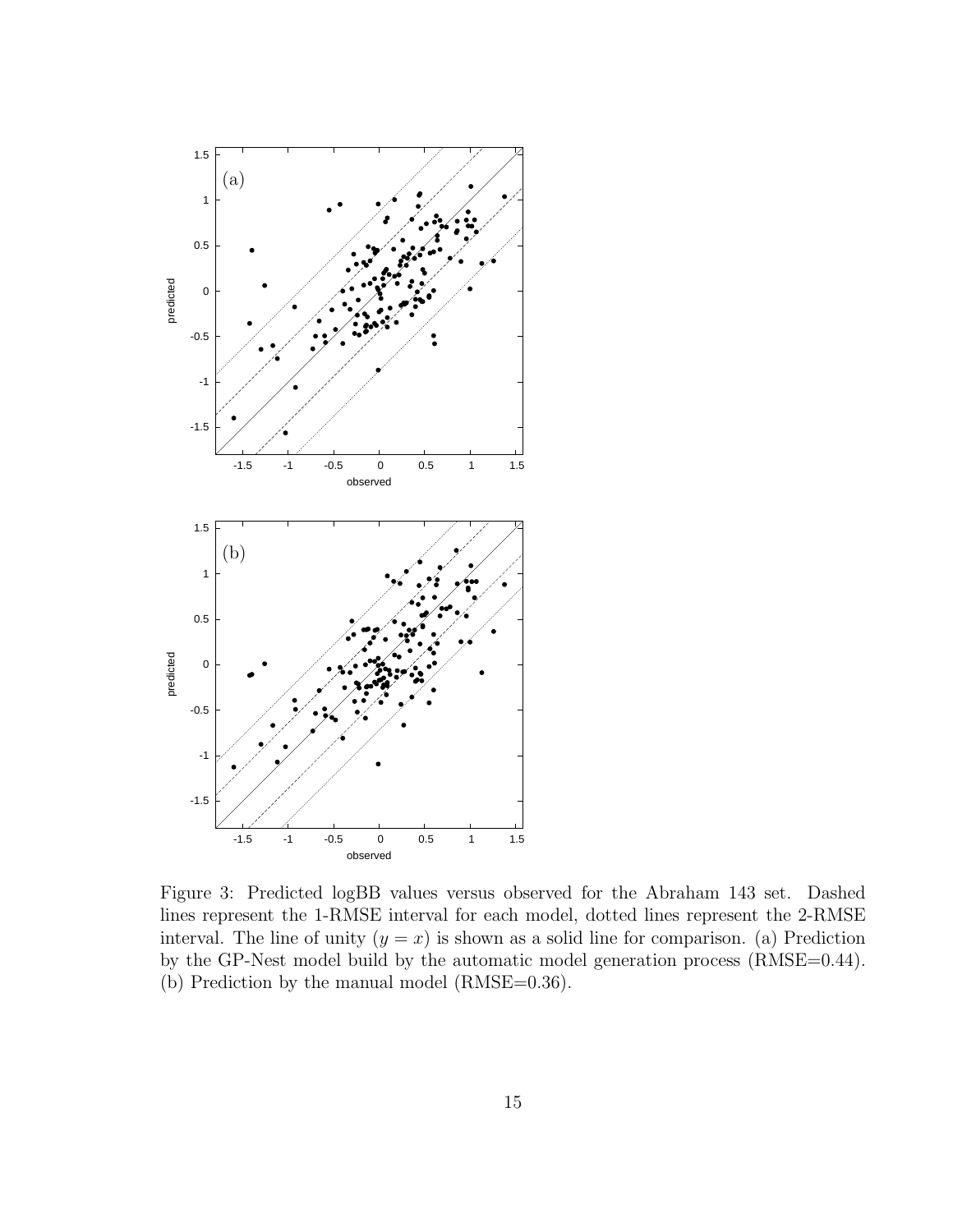Figure 3: Predicted logBB values versus observed for the Abraham 143 set. Dashed lines represent the 1-RMSE interval for each model, dotted lines represent the 2-RMSE interval. The line of unity ($y = x$) is shown as a solid line for comparison. (a) Prediction by the GP-Nest model build by the automatic model generation process (RMSE=0.44). (b) Prediction by the manual model (RMSE=0.36).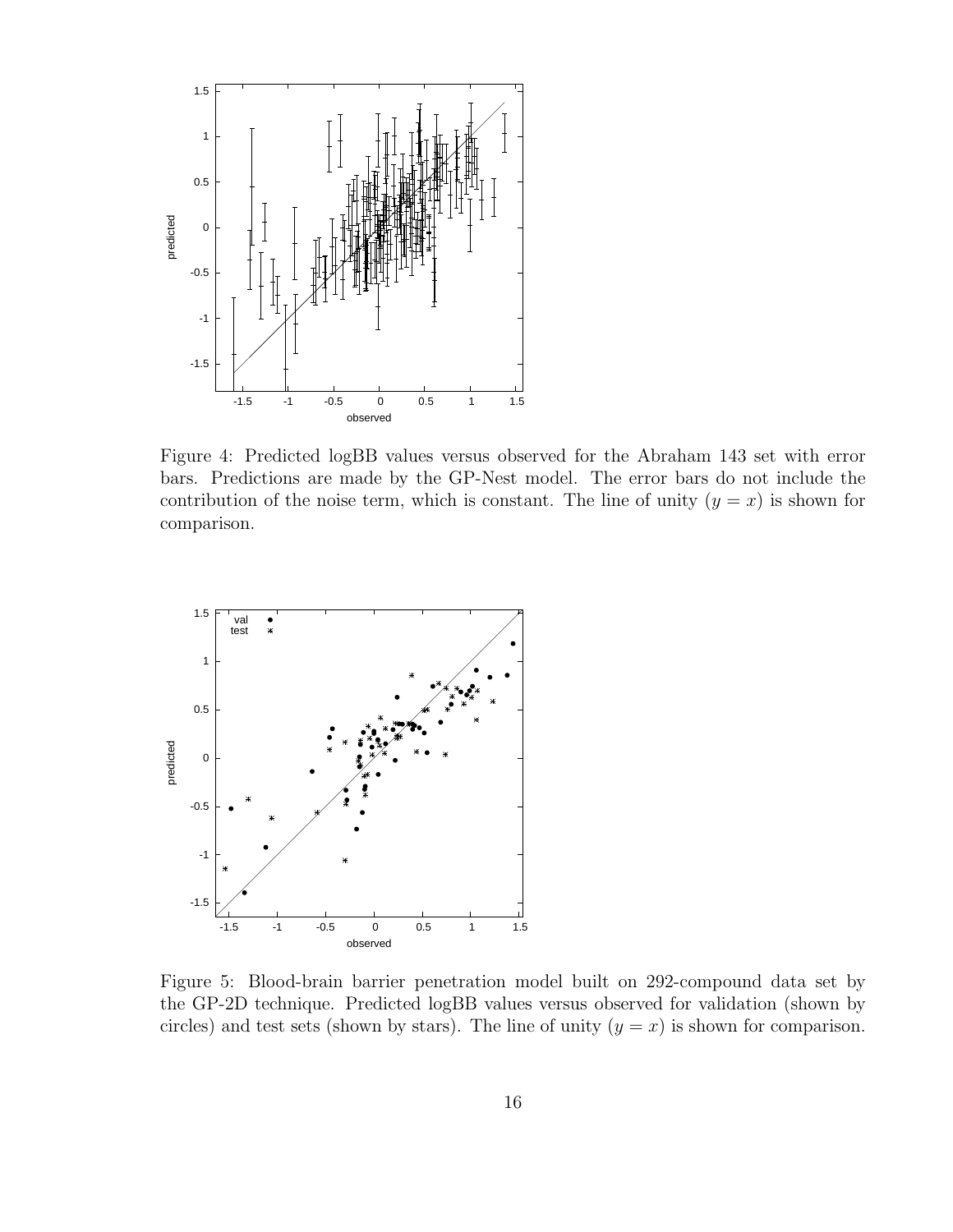Figure 4: Predicted logBB values versus observed for the Abraham 143 set with error bars. Predictions are made by the GP-Nest model. The error bars do not include the contribution of the noise term, which is constant. The line of unity ($y = x$) is shown for comparison.

Figure 5: Blood-brain barrier penetration model built on 292-compound data set by the GP-2D technique. Predicted logBB values versus observed for validation (shown by circles) and test sets (shown by stars). The line of unity ($y = x$) is shown for comparison.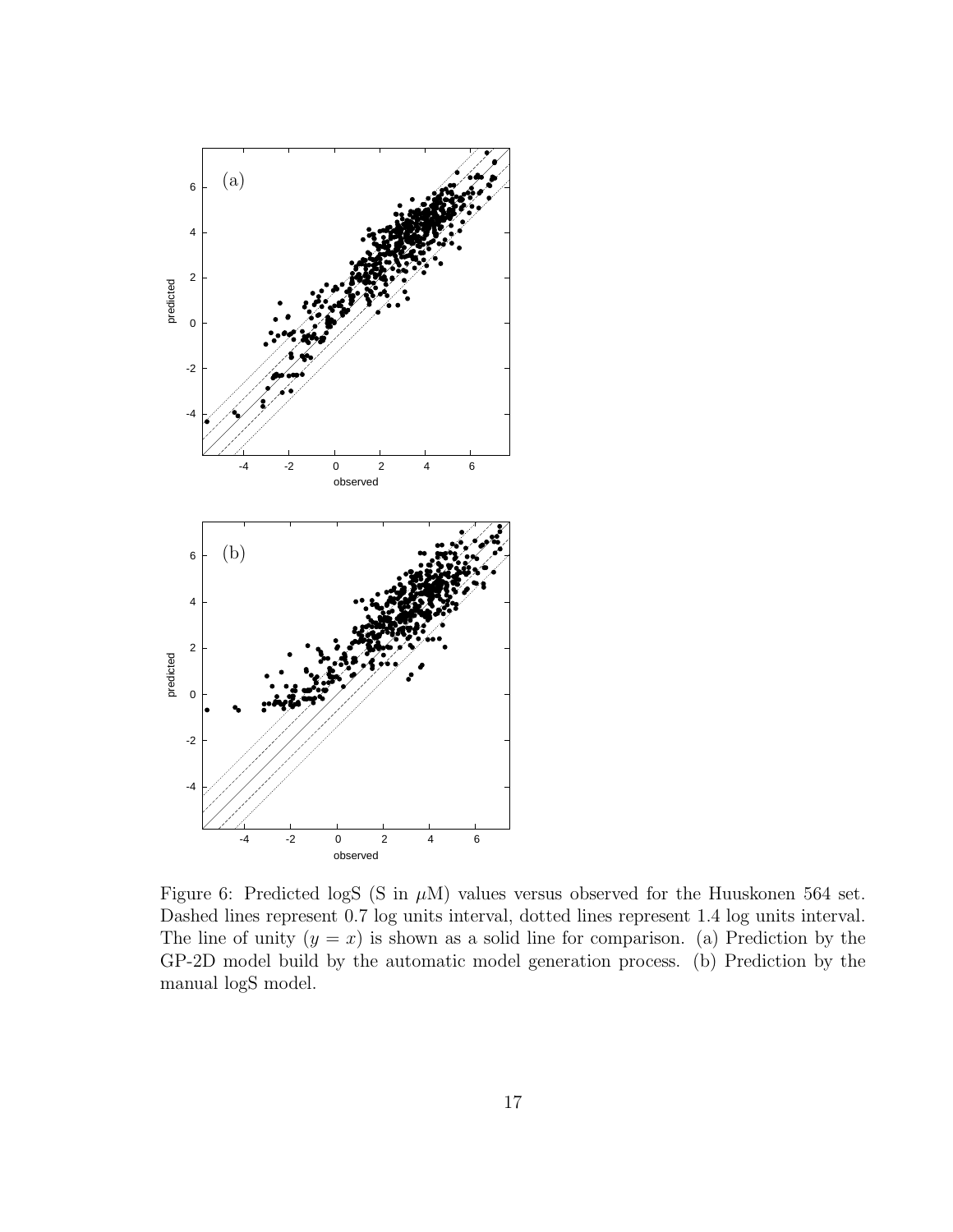Figure 6: Predicted logS (S in $\mu$M) values versus observed for the Huuskonen 564 set. Dashed lines represent 0.7 log units interval, dotted lines represent 1.4 log units interval. The line of unity ($y = x$) is shown as a solid line for comparison. (a) Prediction by the GP-2D model build by the automatic model generation process. (b) Prediction by the manual logS model.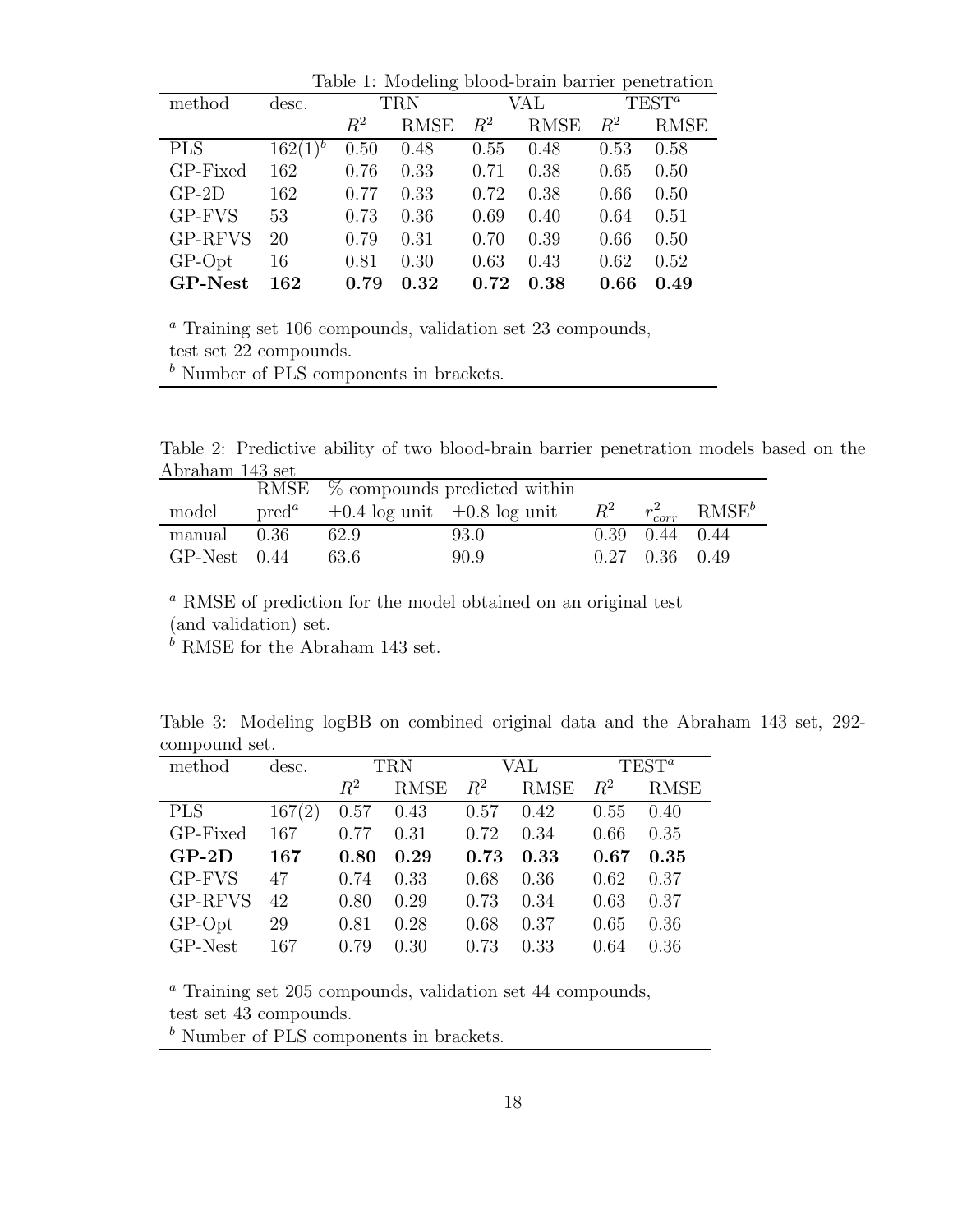Table 1: Modeling blood-brain barrier penetration

| method | desc. | TRN | | VAL | | TEST[a] | |
|---|---|---|---|---|---|---|---|
| | | $R^2$ | RMSE | $R^2$ | RMSE | $R^2$ | RMSE |
| PLS | 162(1)[b] | 0.50 | 0.48 | 0.55 | 0.48 | 0.53 | 0.58 |
| GP-Fixed | 162 | 0.76 | 0.33 | 0.71 | 0.38 | 0.65 | 0.50 |
| GP-2D | 162 | 0.77 | 0.33 | 0.72 | 0.38 | 0.66 | 0.50 |
| GP-FVS | 53 | 0.73 | 0.36 | 0.69 | 0.40 | 0.64 | 0.51 |
| GP-RFVS | 20 | 0.79 | 0.31 | 0.70 | 0.39 | 0.66 | 0.50 |
| GP-Opt | 16 | 0.81 | 0.30 | 0.63 | 0.43 | 0.62 | 0.52 |
| **GP-Nest** | **162** | **0.79** | **0.32** | **0.72** | **0.38** | **0.66** | **0.49** |

[a] Training set 106 compounds, validation set 23 compounds, test set 22 compounds.
[b] Number of PLS components in brackets.

Table 2: Predictive ability of two blood-brain barrier penetration models based on the Abraham 143 set

| model | RMSE pred[a] | % compounds predicted within ±0.4 log unit | ±0.8 log unit | $R^2$ | $r^2_{corr}$ | RMSE[b] |
|---|---|---|---|---|---|---|
| manual | 0.36 | 62.9 | 93.0 | 0.39 | 0.44 | 0.44 |
| GP-Nest | 0.44 | 63.6 | 90.9 | 0.27 | 0.36 | 0.49 |

[a] RMSE of prediction for the model obtained on an original test (and validation) set.
[b] RMSE for the Abraham 143 set.

Table 3: Modeling logBB on combined original data and the Abraham 143 set, 292-compound set.

| method | desc. | TRN | | VAL | | TEST[a] | |
|---|---|---|---|---|---|---|---|
| | | $R^2$ | RMSE | $R^2$ | RMSE | $R^2$ | RMSE |
| PLS | 167(2) | 0.57 | 0.43 | 0.57 | 0.42 | 0.55 | 0.40 |
| GP-Fixed | 167 | 0.77 | 0.31 | 0.72 | 0.34 | 0.66 | 0.35 |
| **GP-2D** | **167** | **0.80** | **0.29** | **0.73** | **0.33** | **0.67** | **0.35** |
| GP-FVS | 47 | 0.74 | 0.33 | 0.68 | 0.36 | 0.62 | 0.37 |
| GP-RFVS | 42 | 0.80 | 0.29 | 0.73 | 0.34 | 0.63 | 0.37 |
| GP-Opt | 29 | 0.81 | 0.28 | 0.68 | 0.37 | 0.65 | 0.36 |
| GP-Nest | 167 | 0.79 | 0.30 | 0.73 | 0.33 | 0.64 | 0.36 |

[a] Training set 205 compounds, validation set 44 compounds, test set 43 compounds.
[b] Number of PLS components in brackets.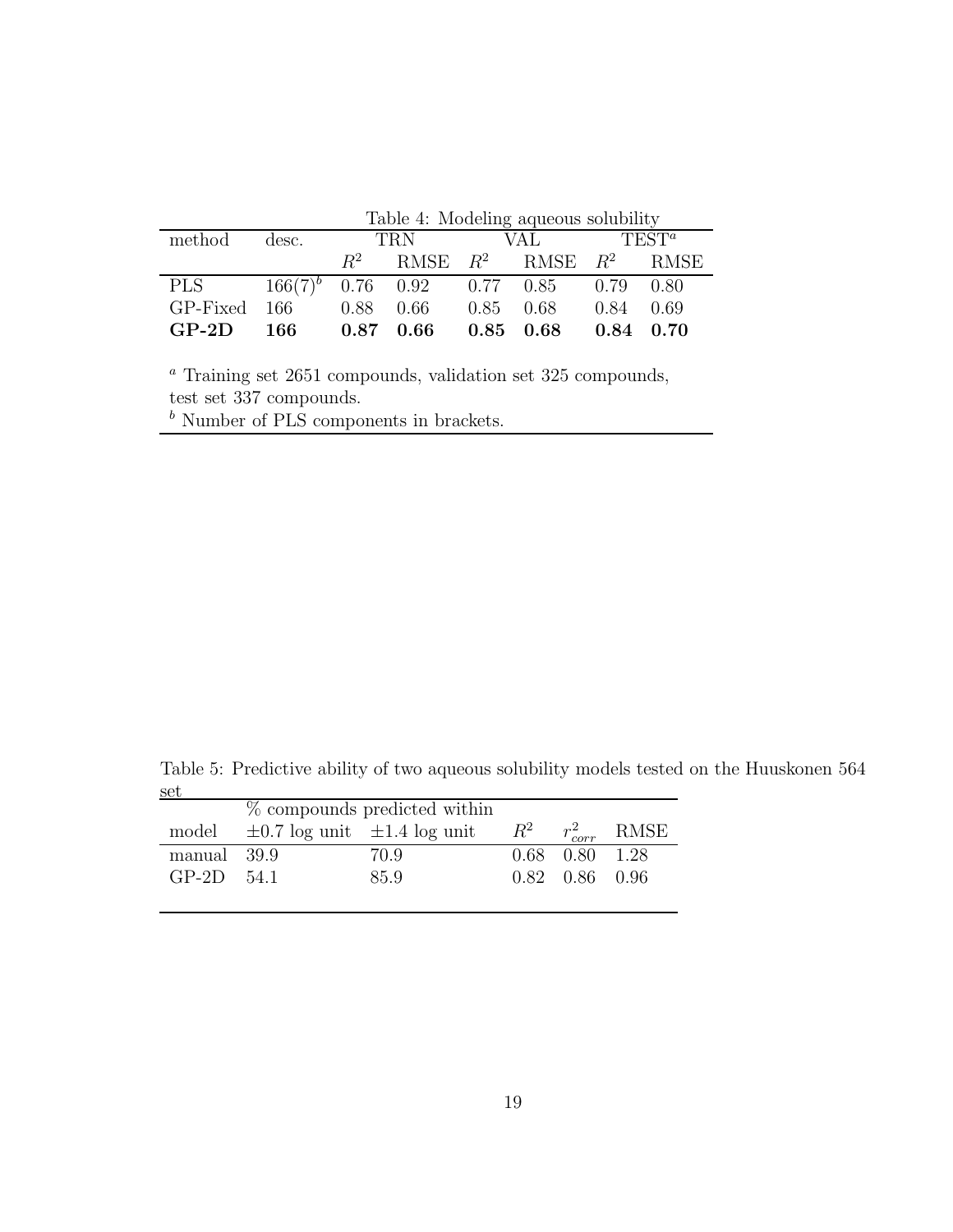Table 4: Modeling aqueous solubility

| method | desc. | TRN | | VAL | | TEST[a] | |
|---|---|---|---|---|---|---|---|
| | | $R^2$ | RMSE | $R^2$ | RMSE | $R^2$ | RMSE |
| PLS | 166(7)[b] | 0.76 | 0.92 | 0.77 | 0.85 | 0.79 | 0.80 |
| GP-Fixed | 166 | 0.88 | 0.66 | 0.85 | 0.68 | 0.84 | 0.69 |
| **GP-2D** | **166** | **0.87** | **0.66** | **0.85** | **0.68** | **0.84** | **0.70** |

[a] Training set 2651 compounds, validation set 325 compounds, test set 337 compounds.
[b] Number of PLS components in brackets.

Table 5: Predictive ability of two aqueous solubility models tested on the Huuskonen 564 set

| model | % compounds predicted within $\pm 0.7$ log unit | % compounds predicted within $\pm 1.4$ log unit | $R^2$ | $r^2_{corr}$ | RMSE |
|---|---|---|---|---|---|
| manual | 39.9 | 70.9 | 0.68 | 0.80 | 1.28 |
| GP-2D | 54.1 | 85.9 | 0.82 | 0.86 | 0.96 |